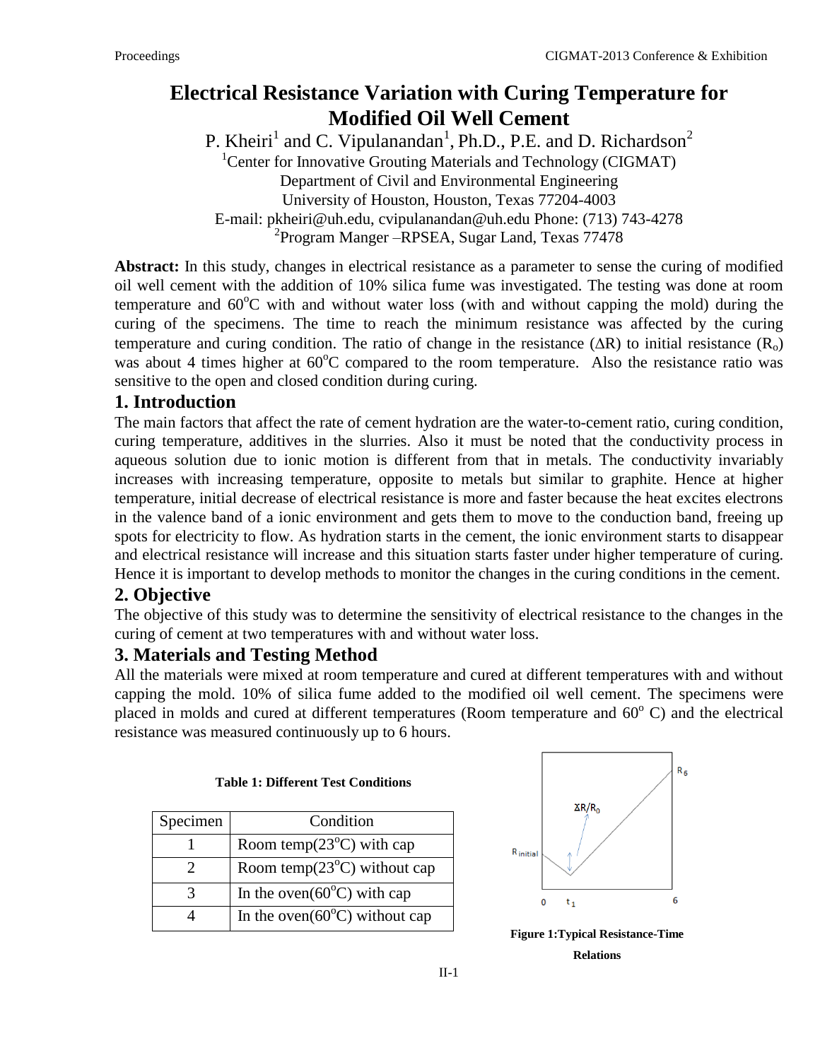# Electrical Resistance Variation with Curing Temperature for Modified Oil Well Cement

P. Kheiri[1] and C. Vipulanandan[1], Ph.D., P.E. and D. Richardson[2]

[1]Center for Innovative Grouting Materials and Technology (CIGMAT)
Department of Civil and Environmental Engineering
University of Houston, Houston, Texas 77204-4003
E-mail: pkheiri@uh.edu, cvipulanandan@uh.edu Phone: (713) 743-4278
[2]Program Manger –RPSEA, Sugar Land, Texas 77478

**Abstract:** In this study, changes in electrical resistance as a parameter to sense the curing of modified oil well cement with the addition of 10% silica fume was investigated. The testing was done at room temperature and $60^{o}C$ with and without water loss (with and without capping the mold) during the curing of the specimens. The time to reach the minimum resistance was affected by the curing temperature and curing condition. The ratio of change in the resistance ($\Delta R$) to initial resistance ($R_o$) was about 4 times higher at $60^{o}C$ compared to the room temperature. Also the resistance ratio was sensitive to the open and closed condition during curing.

## 1. Introduction

The main factors that affect the rate of cement hydration are the water-to-cement ratio, curing condition, curing temperature, additives in the slurries. Also it must be noted that the conductivity process in aqueous solution due to ionic motion is different from that in metals. The conductivity invariably increases with increasing temperature, opposite to metals but similar to graphite. Hence at higher temperature, initial decrease of electrical resistance is more and faster because the heat excites electrons in the valence band of a ionic environment and gets them to move to the conduction band, freeing up spots for electricity to flow. As hydration starts in the cement, the ionic environment starts to disappear and electrical resistance will increase and this situation starts faster under higher temperature of curing. Hence it is important to develop methods to monitor the changes in the curing conditions in the cement.

## 2. Objective

The objective of this study was to determine the sensitivity of electrical resistance to the changes in the curing of cement at two temperatures with and without water loss.

## 3. Materials and Testing Method

All the materials were mixed at room temperature and cured at different temperatures with and without capping the mold. 10% of silica fume added to the modified oil well cement. The specimens were placed in molds and cured at different temperatures (Room temperature and $60^{o}$ C) and the electrical resistance was measured continuously up to 6 hours.

**Table 1: Different Test Conditions**

| Specimen | Condition |
|---|---|
| 1 | Room temp($23^{o}C$) with cap |
| 2 | Room temp($23^{o}C$) without cap |
| 3 | In the oven($60^{o}C$) with cap |
| 4 | In the oven($60^{o}C$) without cap |

**Figure 1:Typical Resistance-Time Relations**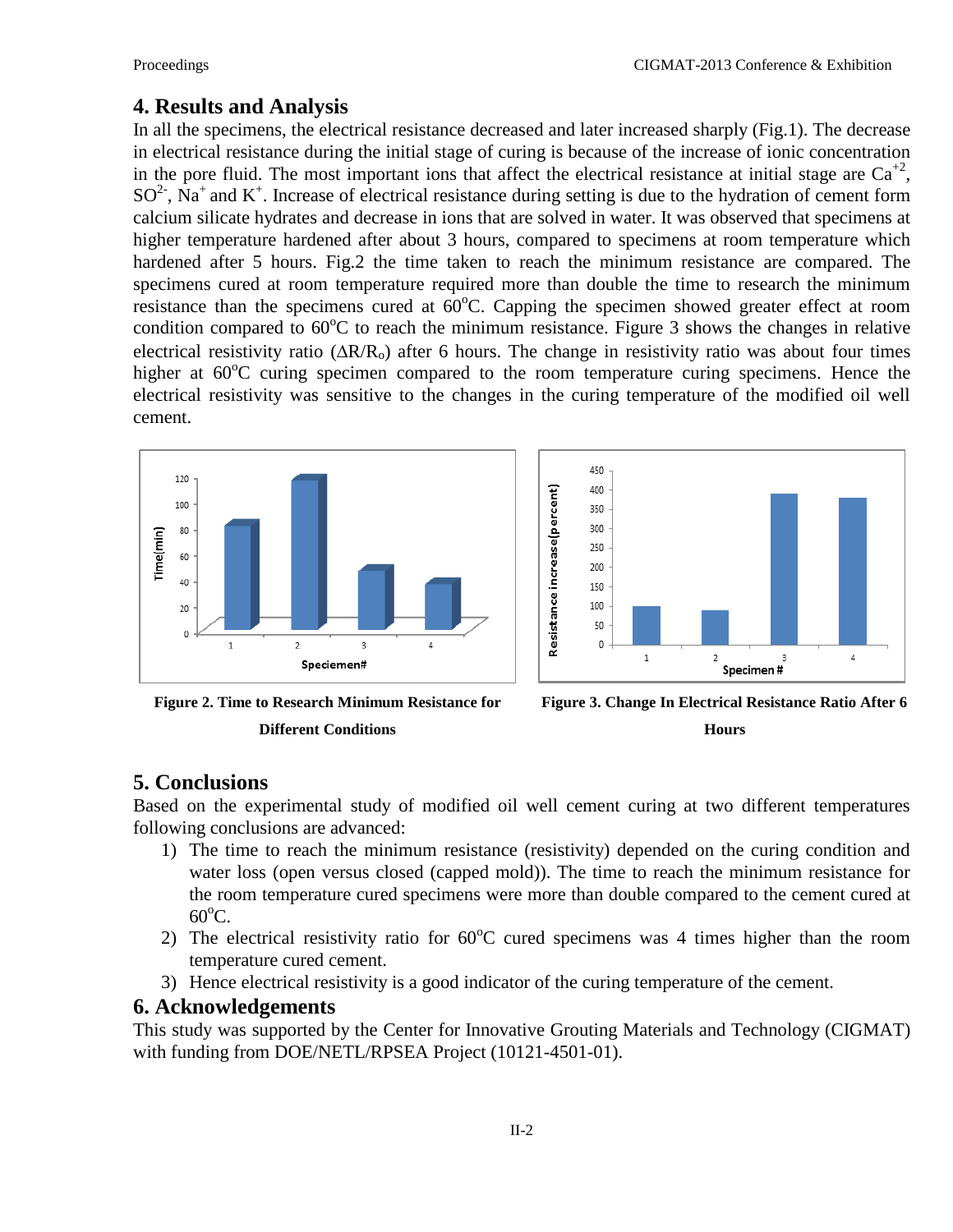## 4. Results and Analysis

In all the specimens, the electrical resistance decreased and later increased sharply (Fig.1). The decrease in electrical resistance during the initial stage of curing is because of the increase of ionic concentration in the pore fluid. The most important ions that affect the electrical resistance at initial stage are $Ca^{+2}$, $SO^{2-}$, $Na^{+}$ and $K^{+}$. Increase of electrical resistance during setting is due to the hydration of cement form calcium silicate hydrates and decrease in ions that are solved in water. It was observed that specimens at higher temperature hardened after about 3 hours, compared to specimens at room temperature which hardened after 5 hours. Fig.2 the time taken to reach the minimum resistance are compared. The specimens cured at room temperature required more than double the time to research the minimum resistance than the specimens cured at 60$^{o}$C. Capping the specimen showed greater effect at room condition compared to 60$^{o}$C to reach the minimum resistance. Figure 3 shows the changes in relative electrical resistivity ratio ($\Delta R/R_o$) after 6 hours. The change in resistivity ratio was about four times higher at 60$^{o}$C curing specimen compared to the room temperature curing specimens. Hence the electrical resistivity was sensitive to the changes in the curing temperature of the modified oil well cement.

Time(min)
120
100
80
60
40
20
0
1
2
3
4
Speciemen#

**Figure 2. Time to Research Minimum Resistance for Different Conditions**

Resistance increase(percent)
450
400
350
300
250
200
150
100
50
0
1
2
3
4
Specimen #

**Figure 3. Change In Electrical Resistance Ratio After 6 Hours**

## 5. Conclusions

Based on the experimental study of modified oil well cement curing at two different temperatures following conclusions are advanced:

1) The time to reach the minimum resistance (resistivity) depended on the curing condition and water loss (open versus closed (capped mold)). The time to reach the minimum resistance for the room temperature cured specimens were more than double compared to the cement cured at 60$^{o}$C.
2) The electrical resistivity ratio for 60$^{o}$C cured specimens was 4 times higher than the room temperature cured cement.
3) Hence electrical resistivity is a good indicator of the curing temperature of the cement.

## 6. Acknowledgements

This study was supported by the Center for Innovative Grouting Materials and Technology (CIGMAT) with funding from DOE/NETL/RPSEA Project (10121-4501-01).